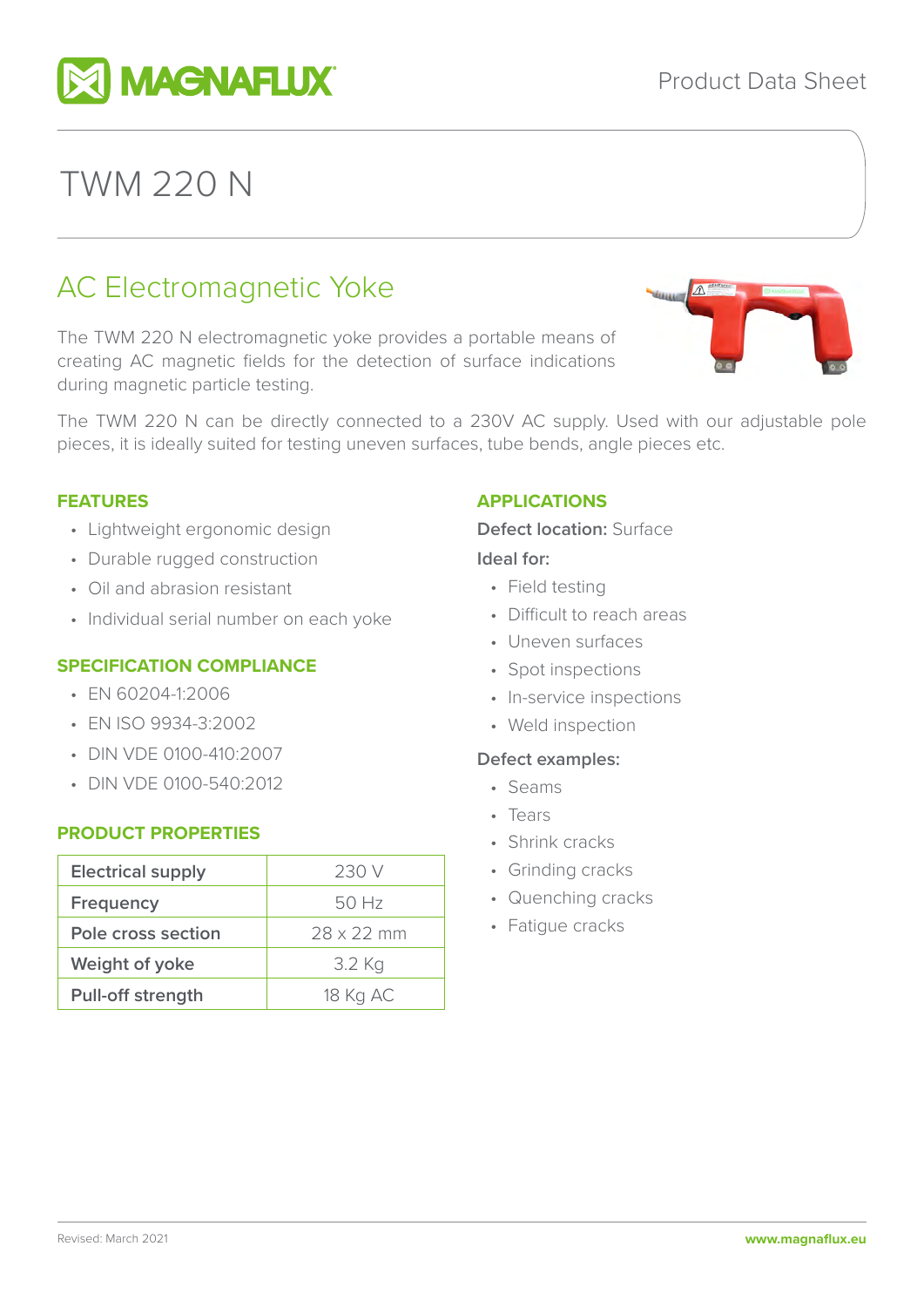Product Data Sheet

# TWM 220 N

## AC Electromagnetic Yoke

The TWM 220 N electromagnetic yoke provides a portable means of creating AC magnetic fields for the detection of surface indications during magnetic particle testing.

The TWM 220 N can be directly connected to a 230V AC supply. Used with our adjustable pole pieces, it is ideally suited for testing uneven surfaces, tube bends, angle pieces etc.

### FEATURES

- Lightweight ergonomic design
- Durable rugged construction
- Oil and abrasion resistant
- Individual serial number on each yoke

### SPECIFICATION COMPLIANCE

- EN 60204-1:2006
- EN ISO 9934-3:2002
- DIN VDE 0100-410:2007
- DIN VDE 0100-540:2012

### PRODUCT PROPERTIES

| Property | Value |
|---|---|
| **Electrical supply** | 230 V |
| **Frequency** | 50 Hz |
| **Pole cross section** | 28 x 22 mm |
| **Weight of yoke** | 3.2 Kg |
| **Pull-off strength** | 18 Kg AC |

### APPLICATIONS

**Defect location:** Surface

**Ideal for:**

- Field testing
- Difficult to reach areas
- Uneven surfaces
- Spot inspections
- In-service inspections
- Weld inspection

**Defect examples:**

- Seams
- Tears
- Shrink cracks
- Grinding cracks
- Quenching cracks
- Fatigue cracks

Revised: March 2021

www.magnaflux.eu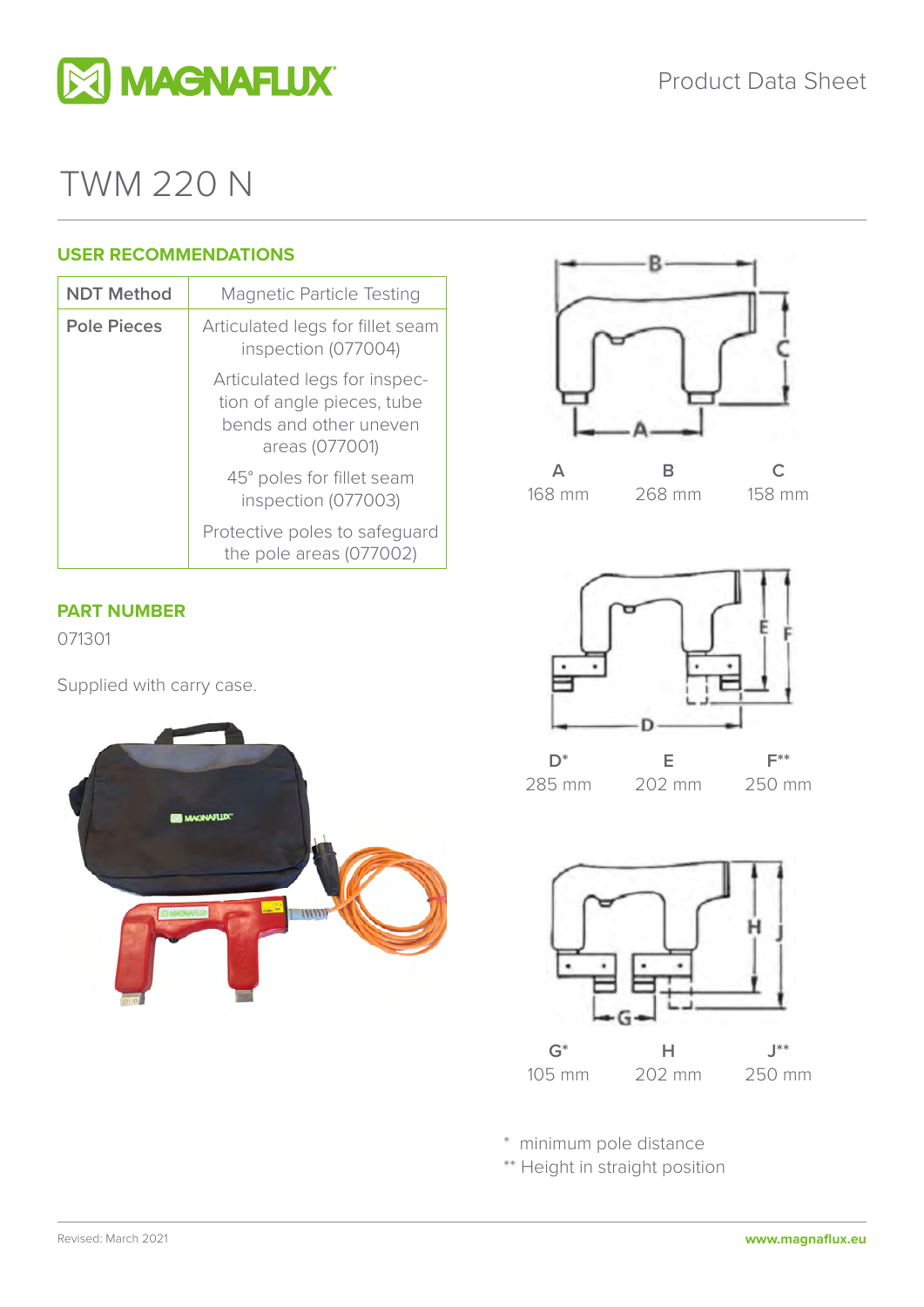Product Data Sheet

# TWM 220 N

## USER RECOMMENDATIONS

| | |
|---|---|
| **NDT Method** | Magnetic Particle Testing |
| **Pole Pieces** | Articulated legs for fillet seam inspection (077004) |
| | Articulated legs for inspection of angle pieces, tube bends and other uneven areas (077001) |
| | 45° poles for fillet seam inspection (077003) |
| | Protective poles to safeguard the pole areas (077002) |

## PART NUMBER

071301

Supplied with carry case.

| A | B | C |
|---|---|---|
| 168 mm | 268 mm | 158 mm |

| D* | E | F** |
|---|---|---|
| 285 mm | 202 mm | 250 mm |

| G* | H | J** |
|---|---|---|
| 105 mm | 202 mm | 250 mm |

\* minimum pole distance
** Height in straight position

Revised: March 2021

www.magnaflux.eu